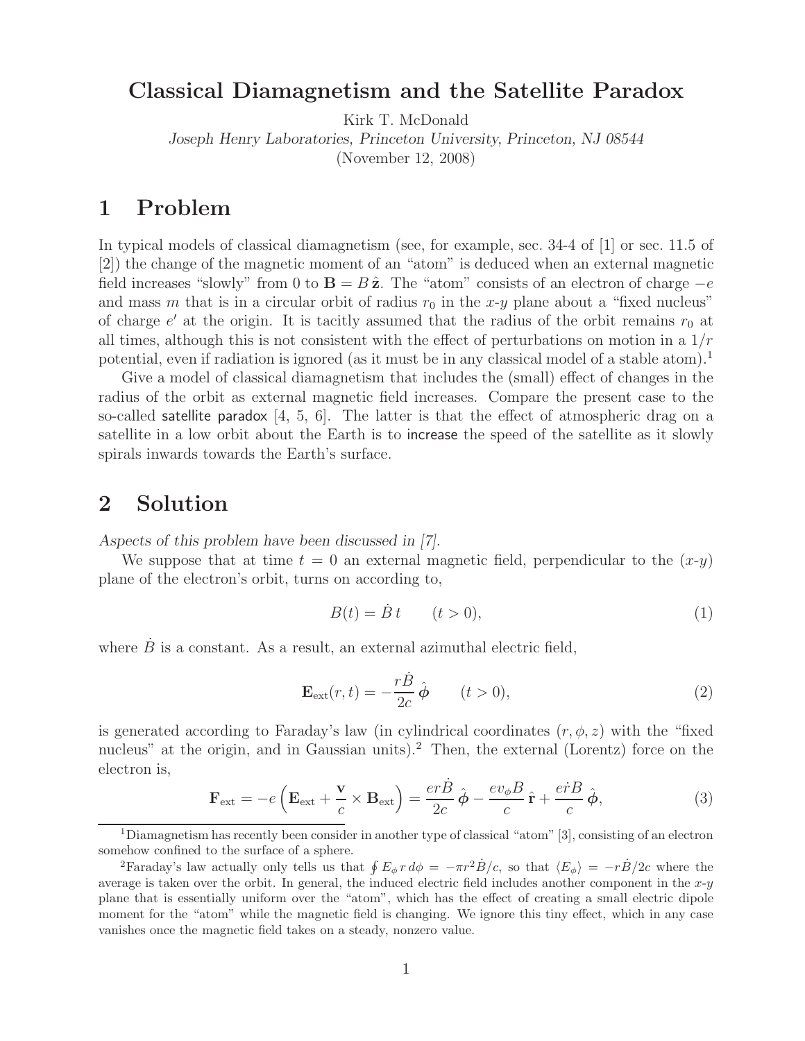# Classical Diamagnetism and the Satellite Paradox

Kirk T. McDonald

*Joseph Henry Laboratories, Princeton University, Princeton, NJ 08544*

(November 12, 2008)

## 1 Problem

In typical models of classical diamagnetism (see, for example, sec. 34-4 of [1] or sec. 11.5 of [2]) the change of the magnetic moment of an "atom" is deduced when an external magnetic field increases "slowly" from 0 to $\mathbf{B} = B\,\hat{\mathbf{z}}$. The "atom" consists of an electron of charge $-e$ and mass $m$ that is in a circular orbit of radius $r_0$ in the $x$-$y$ plane about a "fixed nucleus" of charge $e'$ at the origin. It is tacitly assumed that the radius of the orbit remains $r_0$ at all times, although this is not consistent with the effect of perturbations on motion in a $1/r$ potential, even if radiation is ignored (as it must be in any classical model of a stable atom).[1]

Give a model of classical diamagnetism that includes the (small) effect of changes in the radius of the orbit as external magnetic field increases. Compare the present case to the so-called satellite paradox [4, 5, 6]. The latter is that the effect of atmospheric drag on a satellite in a low orbit about the Earth is to increase the speed of the satellite as it slowly spirals inwards towards the Earth's surface.

## 2 Solution

*Aspects of this problem have been discussed in [7].*

We suppose that at time $t = 0$ an external magnetic field, perpendicular to the ($x$-$y$) plane of the electron's orbit, turns on according to,

$$B(t) = \dot{B}\,t \qquad (t > 0), \tag{1}$$

where $\dot{B}$ is a constant. As a result, an external azimuthal electric field,

$$\mathbf{E}_{\rm ext}(r,t) = -\frac{r\dot{B}}{2c}\,\hat{\boldsymbol{\phi}} \qquad (t > 0), \tag{2}$$

is generated according to Faraday's law (in cylindrical coordinates $(r, \phi, z)$ with the "fixed nucleus" at the origin, and in Gaussian units).[2] Then, the external (Lorentz) force on the electron is,

$$\mathbf{F}_{\rm ext} = -e\left(\mathbf{E}_{\rm ext} + \frac{\mathbf{v}}{c}\times\mathbf{B}_{\rm ext}\right) = \frac{er\dot{B}}{2c}\,\hat{\boldsymbol{\phi}} - \frac{ev_\phi B}{c}\,\hat{\mathbf{r}} + \frac{e\dot{r}B}{c}\,\hat{\boldsymbol{\phi}}, \tag{3}$$

---

[1] Diamagnetism has recently been consider in another type of classical "atom" [3], consisting of an electron somehow confined to the surface of a sphere.

[2] Faraday's law actually only tells us that $\oint E_\phi\, r\, d\phi = -\pi r^2 \dot{B}/c$, so that $\langle E_\phi\rangle = -r\dot{B}/2c$ where the average is taken over the orbit. In general, the induced electric field includes another component in the $x$-$y$ plane that is essentially uniform over the "atom", which has the effect of creating a small electric dipole moment for the "atom" while the magnetic field is changing. We ignore this tiny effect, which in any case vanishes once the magnetic field takes on a steady, nonzero value.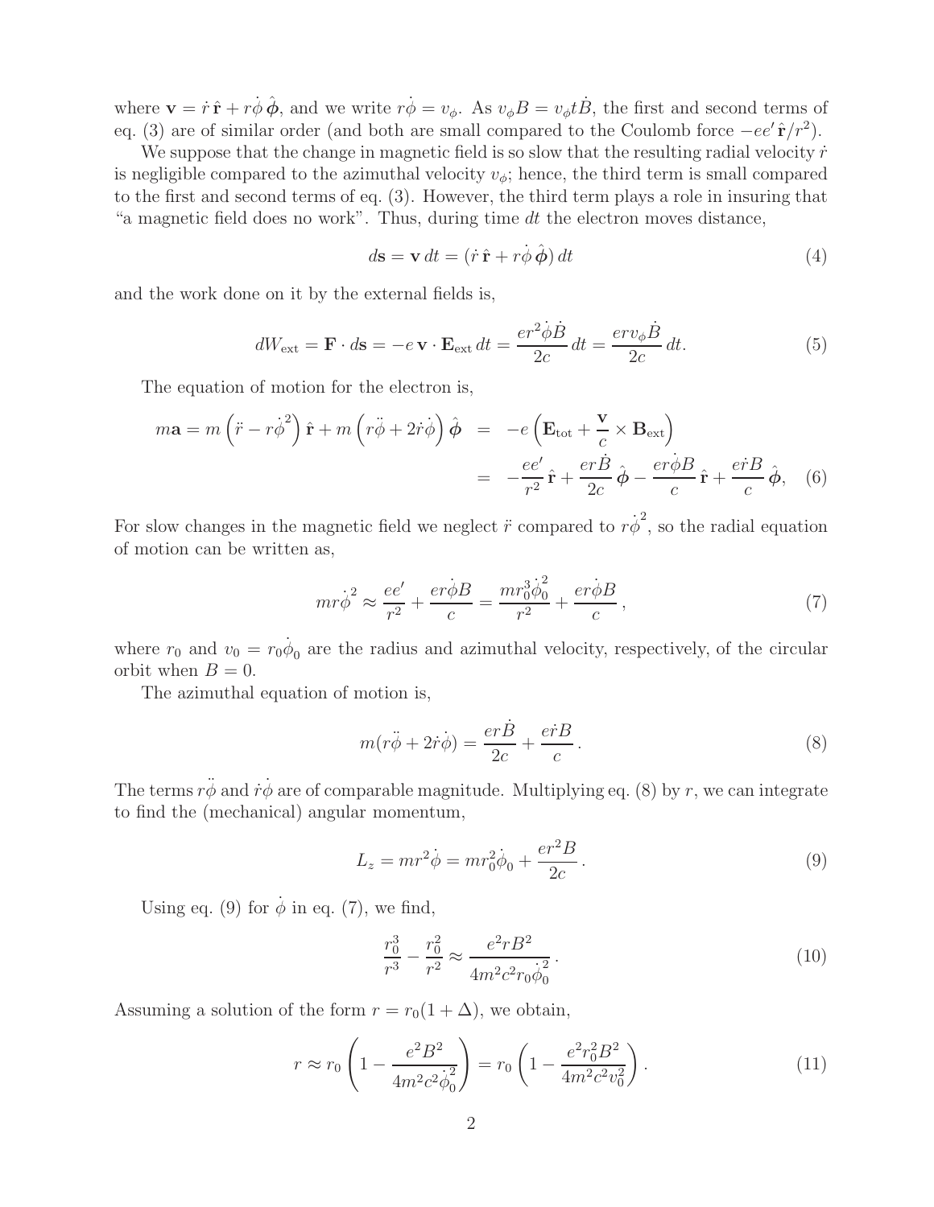where $\mathbf{v} = \dot{r}\,\hat{\mathbf{r}} + r\dot{\phi}\,\hat{\boldsymbol{\phi}}$, and we write $r\dot{\phi} = v_\phi$. As $v_\phi B = v_\phi t\dot{B}$, the first and second terms of eq. (3) are of similar order (and both are small compared to the Coulomb force $-ee'\,\hat{\mathbf{r}}/r^2$).

We suppose that the change in magnetic field is so slow that the resulting radial velocity $\dot{r}$ is negligible compared to the azimuthal velocity $v_\phi$; hence, the third term is small compared to the first and second terms of eq. (3). However, the third term plays a role in insuring that "a magnetic field does no work". Thus, during time $dt$ the electron moves distance,

$$d\mathbf{s} = \mathbf{v}\,dt = (\dot{r}\,\hat{\mathbf{r}} + r\dot{\phi}\,\hat{\boldsymbol{\phi}})\,dt \tag{4}$$

and the work done on it by the external fields is,

$$dW_{\rm ext} = \mathbf{F}\cdot d\mathbf{s} = -e\,\mathbf{v}\cdot\mathbf{E}_{\rm ext}\,dt = \frac{er^2\dot{\phi}\dot{B}}{2c}\,dt = \frac{erv_\phi\dot{B}}{2c}\,dt. \tag{5}$$

The equation of motion for the electron is,

$$\begin{aligned} m\mathbf{a} = m\left(\ddot{r} - r\dot{\phi}^2\right)\hat{\mathbf{r}} + m\left(r\ddot{\phi} + 2\dot{r}\dot{\phi}\right)\hat{\boldsymbol{\phi}} &= -e\left(\mathbf{E}_{\rm tot} + \frac{\mathbf{v}}{c}\times\mathbf{B}_{\rm ext}\right) \\ &= -\frac{ee'}{r^2}\,\hat{\mathbf{r}} + \frac{er\dot{B}}{2c}\,\hat{\boldsymbol{\phi}} - \frac{er\dot{\phi}B}{c}\,\hat{\mathbf{r}} + \frac{e\dot{r}B}{c}\,\hat{\boldsymbol{\phi}}, \end{aligned} \tag{6}$$

For slow changes in the magnetic field we neglect $\ddot{r}$ compared to $r\dot{\phi}^2$, so the radial equation of motion can be written as,

$$mr\dot{\phi}^2 \approx \frac{ee'}{r^2} + \frac{er\dot{\phi}B}{c} = \frac{mr_0^3\dot{\phi}_0^2}{r^2} + \frac{er\dot{\phi}B}{c}\,, \tag{7}$$

where $r_0$ and $v_0 = r_0\dot{\phi}_0$ are the radius and azimuthal velocity, respectively, of the circular orbit when $B = 0$.

The azimuthal equation of motion is,

$$m(r\ddot{\phi} + 2\dot{r}\dot{\phi}) = \frac{er\dot{B}}{2c} + \frac{e\dot{r}B}{c}\,. \tag{8}$$

The terms $r\ddot{\phi}$ and $\dot{r}\dot{\phi}$ are of comparable magnitude. Multiplying eq. (8) by $r$, we can integrate to find the (mechanical) angular momentum,

$$L_z = mr^2\dot{\phi} = mr_0^2\dot{\phi}_0 + \frac{er^2B}{2c}\,. \tag{9}$$

Using eq. (9) for $\dot{\phi}$ in eq. (7), we find,

$$\frac{r_0^3}{r^3} - \frac{r_0^2}{r^2} \approx \frac{e^2rB^2}{4m^2c^2r_0\dot{\phi}_0^2}\,. \tag{10}$$

Assuming a solution of the form $r = r_0(1+\Delta)$, we obtain,

$$r \approx r_0\left(1 - \frac{e^2B^2}{4m^2c^2\dot{\phi}_0^2}\right) = r_0\left(1 - \frac{e^2r_0^2B^2}{4m^2c^2v_0^2}\right). \tag{11}$$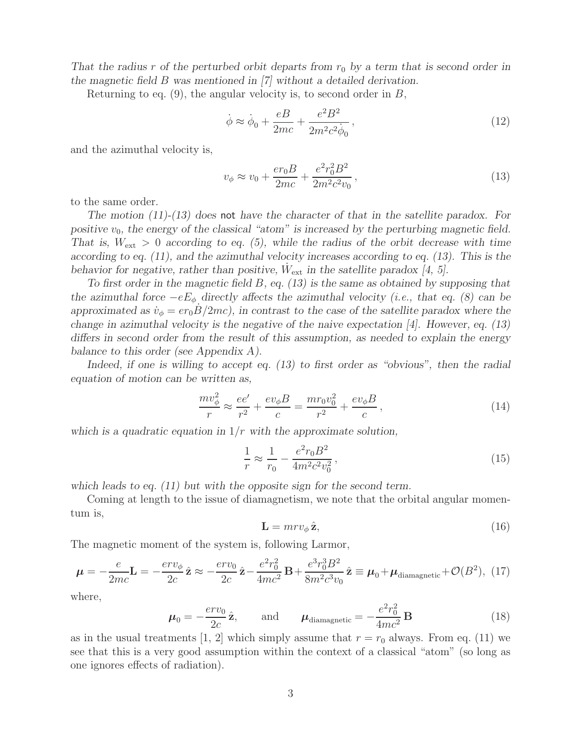*That the radius $r$ of the perturbed orbit departs from $r_0$ by a term that is second order in the magnetic field $B$ was mentioned in [7] without a detailed derivation.*

Returning to eq. (9), the angular velocity is, to second order in $B$,

$$\dot{\phi} \approx \dot{\phi}_0 + \frac{eB}{2mc} + \frac{e^2B^2}{2m^2c^2\dot{\phi}_0}\,, \tag{12}$$

and the azimuthal velocity is,

$$v_\phi \approx v_0 + \frac{er_0B}{2mc} + \frac{e^2r_0^2B^2}{2m^2c^2v_0}\,, \tag{13}$$

to the same order.

*The motion (11)-(13) does* not *have the character of that in the satellite paradox. For positive $v_0$, the energy of the classical "atom" is increased by the perturbing magnetic field. That is, $W_{\rm ext} > 0$ according to eq. (5), while the radius of the orbit decrease with time according to eq. (11), and the azimuthal velocity increases according to eq. (13). This is the behavior for negative, rather than positive, $\dot{W}_{\rm ext}$ in the satellite paradox [4, 5].*

*To first order in the magnetic field $B$, eq. (13) is the same as obtained by supposing that the azimuthal force $-eE_\phi$ directly affects the azimuthal velocity (i.e., that eq. (8) can be approximated as $\dot{v}_\phi = er_0\dot{B}/2mc$), in contrast to the case of the satellite paradox where the change in azimuthal velocity is the negative of the naive expectation [4]. However, eq. (13) differs in second order from the result of this assumption, as needed to explain the energy balance to this order (see Appendix A).*

*Indeed, if one is willing to accept eq. (13) to first order as "obvious", then the radial equation of motion can be written as,*

$$\frac{mv_\phi^2}{r} \approx \frac{ee'}{r^2} + \frac{ev_\phi B}{c} = \frac{mr_0v_0^2}{r^2} + \frac{ev_\phi B}{c}\,, \tag{14}$$

*which is a quadratic equation in $1/r$ with the approximate solution,*

$$\frac{1}{r} \approx \frac{1}{r_0} - \frac{e^2r_0B^2}{4m^2c^2v_0^2}\,, \tag{15}$$

*which leads to eq. (11) but with the opposite sign for the second term.*

Coming at length to the issue of diamagnetism, we note that the orbital angular momentum is,

$$\mathbf{L} = mrv_\phi\,\hat{\mathbf{z}}, \tag{16}$$

The magnetic moment of the system is, following Larmor,

$$\boldsymbol{\mu} = -\frac{e}{2mc}\mathbf{L} = -\frac{erv_\phi}{2c}\,\hat{\mathbf{z}} \approx -\frac{erv_0}{2c}\,\hat{\mathbf{z}} - \frac{e^2r_0^2}{4mc^2}\,\mathbf{B} + \frac{e^3r_0^3B^2}{8m^2c^3v_0}\,\hat{\mathbf{z}} \equiv \boldsymbol{\mu}_0 + \boldsymbol{\mu}_{\rm diamagnetic} + \mathcal{O}(B^2), \tag{17}$$

where,

$$\boldsymbol{\mu}_0 = -\frac{erv_0}{2c}\,\hat{\mathbf{z}}, \qquad \text{and} \qquad \boldsymbol{\mu}_{\rm diamagnetic} = -\frac{e^2r_0^2}{4mc^2}\,\mathbf{B} \tag{18}$$

as in the usual treatments [1, 2] which simply assume that $r = r_0$ always. From eq. (11) we see that this is a very good assumption within the context of a classical "atom" (so long as one ignores effects of radiation).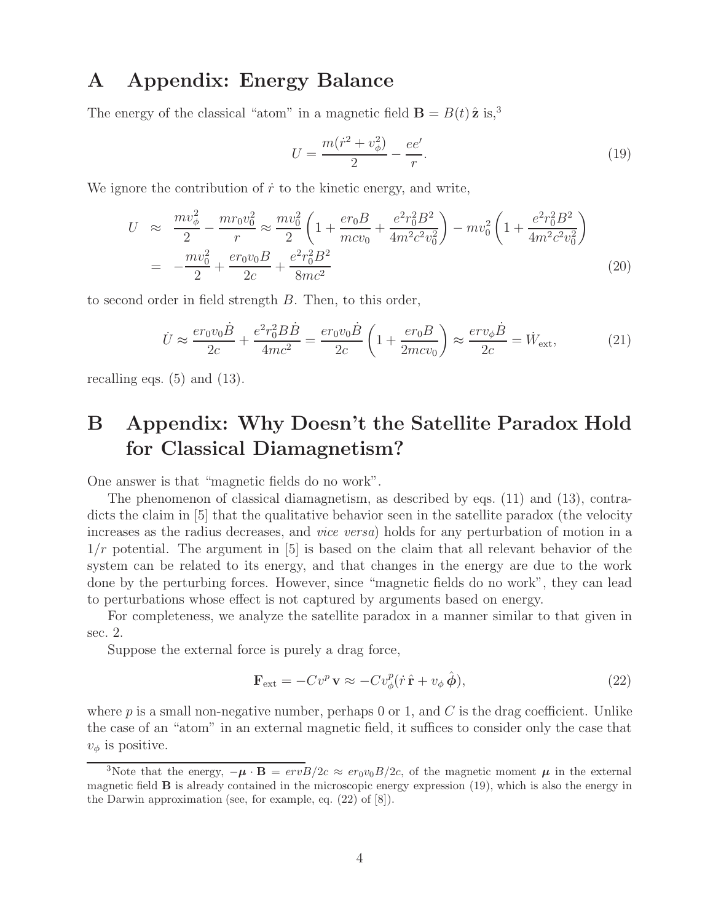# A Appendix: Energy Balance

The energy of the classical "atom" in a magnetic field $\mathbf{B} = B(t)\,\hat{\mathbf{z}}$ is,[3]

$$U = \frac{m(\dot{r}^2 + v_\phi^2)}{2} - \frac{ee'}{r}. \tag{19}$$

We ignore the contribution of $\dot{r}$ to the kinetic energy, and write,

$$\begin{aligned}
U &\approx \frac{mv_\phi^2}{2} - \frac{mr_0v_0^2}{r} \approx \frac{mv_0^2}{2}\left(1 + \frac{er_0B}{mcv_0} + \frac{e^2r_0^2B^2}{4m^2c^2v_0^2}\right) - mv_0^2\left(1 + \frac{e^2r_0^2B^2}{4m^2c^2v_0^2}\right) \\
&= -\frac{mv_0^2}{2} + \frac{er_0v_0B}{2c} + \frac{e^2r_0^2B^2}{8mc^2}
\end{aligned} \tag{20}$$

to second order in field strength $B$. Then, to this order,

$$\dot{U} \approx \frac{er_0v_0\dot{B}}{2c} + \frac{e^2r_0^2B\dot{B}}{4mc^2} = \frac{er_0v_0\dot{B}}{2c}\left(1 + \frac{er_0B}{2mcv_0}\right) \approx \frac{erv_\phi\dot{B}}{2c} = \dot{W}_{\rm ext}, \tag{21}$$

recalling eqs. (5) and (13).

# B Appendix: Why Doesn't the Satellite Paradox Hold for Classical Diamagnetism?

One answer is that "magnetic fields do no work".

The phenomenon of classical diamagnetism, as described by eqs. (11) and (13), contradicts the claim in [5] that the qualitative behavior seen in the satellite paradox (the velocity increases as the radius decreases, and *vice versa*) holds for any perturbation of motion in a $1/r$ potential. The argument in [5] is based on the claim that all relevant behavior of the system can be related to its energy, and that changes in the energy are due to the work done by the perturbing forces. However, since "magnetic fields do no work", they can lead to perturbations whose effect is not captured by arguments based on energy.

For completeness, we analyze the satellite paradox in a manner similar to that given in sec. 2.

Suppose the external force is purely a drag force,

$$\mathbf{F}_{\rm ext} = -Cv^p\,\mathbf{v} \approx -Cv_\phi^p(\dot{r}\,\hat{\mathbf{r}} + v_\phi\,\hat{\boldsymbol{\phi}}), \tag{22}$$

where $p$ is a small non-negative number, perhaps 0 or 1, and $C$ is the drag coefficient. Unlike the case of an "atom" in an external magnetic field, it suffices to consider only the case that $v_\phi$ is positive.

[3]Note that the energy, $-\boldsymbol{\mu}\cdot\mathbf{B} = ervB/2c \approx er_0v_0B/2c$, of the magnetic moment $\boldsymbol{\mu}$ in the external magnetic field $\mathbf{B}$ is already contained in the microscopic energy expression (19), which is also the energy in the Darwin approximation (see, for example, eq. (22) of [8]).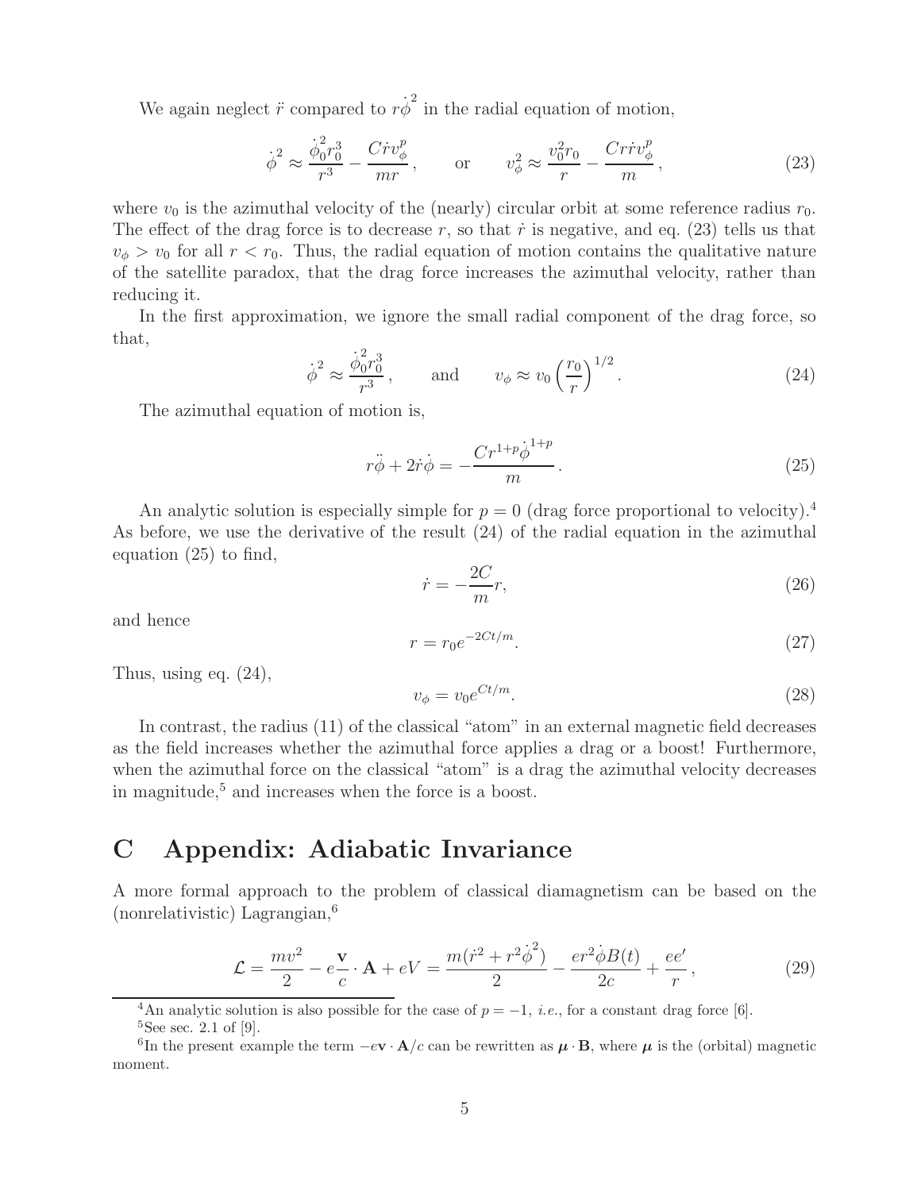We again neglect $\ddot{r}$ compared to $r\dot{\phi}^2$ in the radial equation of motion,

$$\dot{\phi}^2 \approx \frac{\dot{\phi}_0^2 r_0^3}{r^3} - \frac{C\dot{r}v_\phi^p}{mr}, \qquad \text{or} \qquad v_\phi^2 \approx \frac{v_0^2 r_0}{r} - \frac{Cr\dot{r}v_\phi^p}{m}, \tag{23}$$

where $v_0$ is the azimuthal velocity of the (nearly) circular orbit at some reference radius $r_0$. The effect of the drag force is to decrease $r$, so that $\dot{r}$ is negative, and eq. (23) tells us that $v_\phi > v_0$ for all $r < r_0$. Thus, the radial equation of motion contains the qualitative nature of the satellite paradox, that the drag force increases the azimuthal velocity, rather than reducing it.

In the first approximation, we ignore the small radial component of the drag force, so that,

$$\dot{\phi}^2 \approx \frac{\dot{\phi}_0^2 r_0^3}{r^3}, \qquad \text{and} \qquad v_\phi \approx v_0 \left(\frac{r_0}{r}\right)^{1/2}. \tag{24}$$

The azimuthal equation of motion is,

$$r\ddot{\phi} + 2\dot{r}\dot{\phi} = -\frac{Cr^{1+p}\dot{\phi}^{1+p}}{m}. \tag{25}$$

An analytic solution is especially simple for $p = 0$ (drag force proportional to velocity).[4] As before, we use the derivative of the result (24) of the radial equation in the azimuthal equation (25) to find,

$$\dot{r} = -\frac{2C}{m} r, \tag{26}$$

and hence

$$r = r_0 e^{-2Ct/m}. \tag{27}$$

Thus, using eq. (24),

$$v_\phi = v_0 e^{Ct/m}. \tag{28}$$

In contrast, the radius (11) of the classical "atom" in an external magnetic field decreases as the field increases whether the azimuthal force applies a drag or a boost! Furthermore, when the azimuthal force on the classical "atom" is a drag the azimuthal velocity decreases in magnitude,[5] and increases when the force is a boost.

# C Appendix: Adiabatic Invariance

A more formal approach to the problem of classical diamagnetism can be based on the (nonrelativistic) Lagrangian,[6]

$$\mathcal{L} = \frac{mv^2}{2} - e\frac{\mathbf{v}}{c} \cdot \mathbf{A} + eV = \frac{m(\dot{r}^2 + r^2\dot{\phi}^2)}{2} - \frac{er^2\dot{\phi}B(t)}{2c} + \frac{ee'}{r}, \tag{29}$$

---

[4] An analytic solution is also possible for the case of $p = -1$, *i.e.*, for a constant drag force [6].

[5] See sec. 2.1 of [9].

[6] In the present example the term $-e\mathbf{v} \cdot \mathbf{A}/c$ can be rewritten as $\boldsymbol{\mu} \cdot \mathbf{B}$, where $\boldsymbol{\mu}$ is the (orbital) magnetic moment.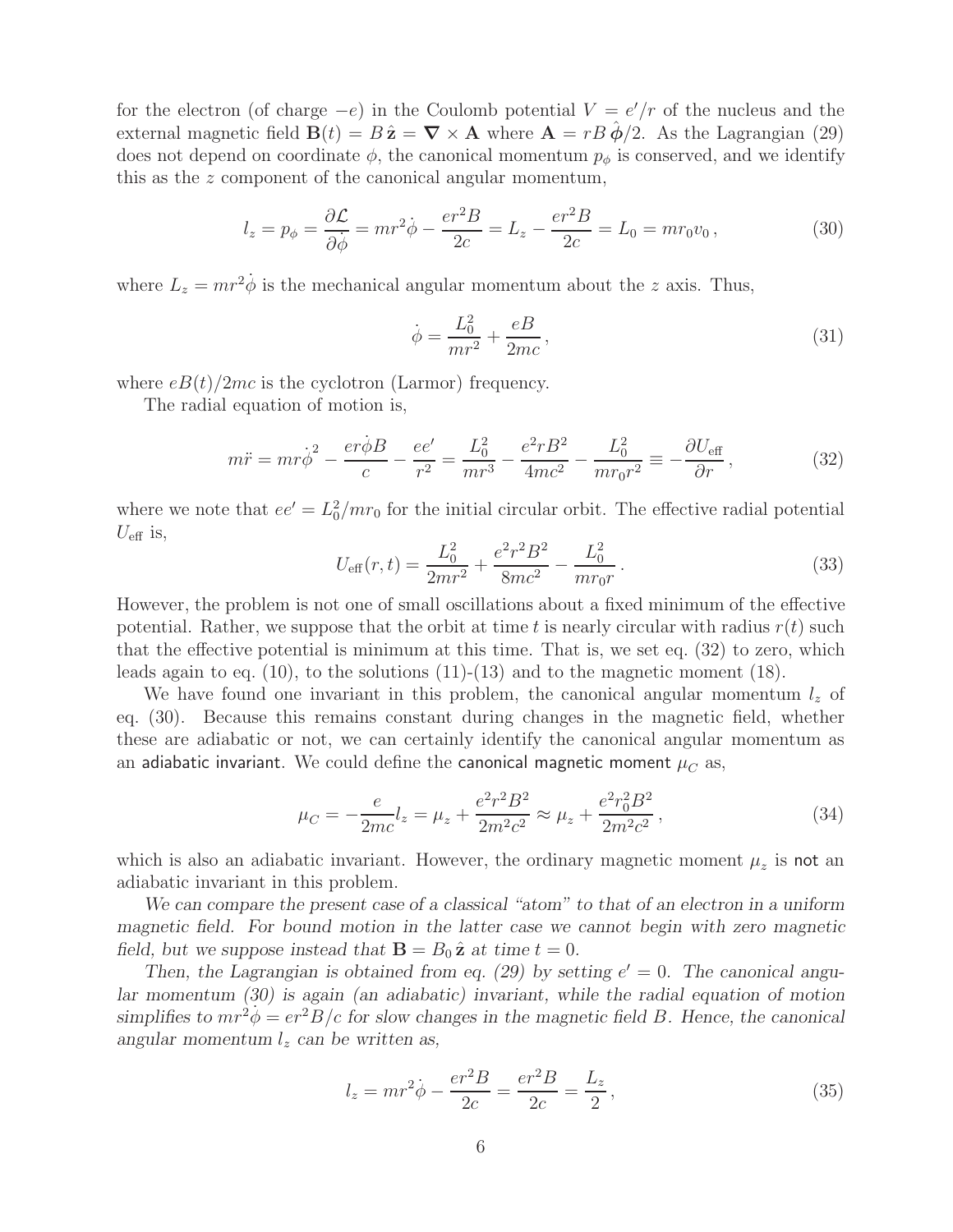for the electron (of charge $-e$) in the Coulomb potential $V = e'/r$ of the nucleus and the external magnetic field $\mathbf{B}(t) = B\,\hat{\mathbf{z}} = \boldsymbol{\nabla} \times \mathbf{A}$ where $\mathbf{A} = rB\,\hat{\boldsymbol{\phi}}/2$. As the Lagrangian (29) does not depend on coordinate $\phi$, the canonical momentum $p_\phi$ is conserved, and we identify this as the $z$ component of the canonical angular momentum,

$$l_z = p_\phi = \frac{\partial \mathcal{L}}{\partial \dot{\phi}} = mr^2\dot{\phi} - \frac{er^2 B}{2c} = L_z - \frac{er^2 B}{2c} = L_0 = mr_0 v_0\,, \tag{30}$$

where $L_z = mr^2\dot{\phi}$ is the mechanical angular momentum about the $z$ axis. Thus,

$$\dot{\phi} = \frac{L_0^2}{mr^2} + \frac{eB}{2mc}\,, \tag{31}$$

where $eB(t)/2mc$ is the cyclotron (Larmor) frequency.

The radial equation of motion is,

$$m\ddot{r} = mr\dot{\phi}^2 - \frac{er\dot{\phi}B}{c} - \frac{ee'}{r^2} = \frac{L_0^2}{mr^3} - \frac{e^2 rB^2}{4mc^2} - \frac{L_0^2}{mr_0 r^2} \equiv -\frac{\partial U_{\rm eff}}{\partial r}\,, \tag{32}$$

where we note that $ee' = L_0^2/mr_0$ for the initial circular orbit. The effective radial potential $U_{\rm eff}$ is,

$$U_{\rm eff}(r,t) = \frac{L_0^2}{2mr^2} + \frac{e^2 r^2 B^2}{8mc^2} - \frac{L_0^2}{mr_0 r}\,. \tag{33}$$

However, the problem is not one of small oscillations about a fixed minimum of the effective potential. Rather, we suppose that the orbit at time $t$ is nearly circular with radius $r(t)$ such that the effective potential is minimum at this time. That is, we set eq. (32) to zero, which leads again to eq. (10), to the solutions (11)-(13) and to the magnetic moment (18).

We have found one invariant in this problem, the canonical angular momentum $l_z$ of eq. (30). Because this remains constant during changes in the magnetic field, whether these are adiabatic or not, we can certainly identify the canonical angular momentum as an adiabatic invariant. We could define the canonical magnetic moment $\mu_C$ as,

$$\mu_C = -\frac{e}{2mc}l_z = \mu_z + \frac{e^2 r^2 B^2}{2m^2 c^2} \approx \mu_z + \frac{e^2 r_0^2 B^2}{2m^2 c^2}\,, \tag{34}$$

which is also an adiabatic invariant. However, the ordinary magnetic moment $\mu_z$ is not an adiabatic invariant in this problem.

*We can compare the present case of a classical "atom" to that of an electron in a uniform magnetic field. For bound motion in the latter case we cannot begin with zero magnetic field, but we suppose instead that $\mathbf{B} = B_0\,\hat{\mathbf{z}}$ at time $t = 0$.*

*Then, the Lagrangian is obtained from eq. (29) by setting $e' = 0$. The canonical angular momentum (30) is again (an adiabatic) invariant, while the radial equation of motion simplifies to $mr^2\dot{\phi} = er^2 B/c$ for slow changes in the magnetic field $B$. Hence, the canonical angular momentum $l_z$ can be written as,*

$$l_z = mr^2\dot{\phi} - \frac{er^2 B}{2c} = \frac{er^2 B}{2c} = \frac{L_z}{2}\,, \tag{35}$$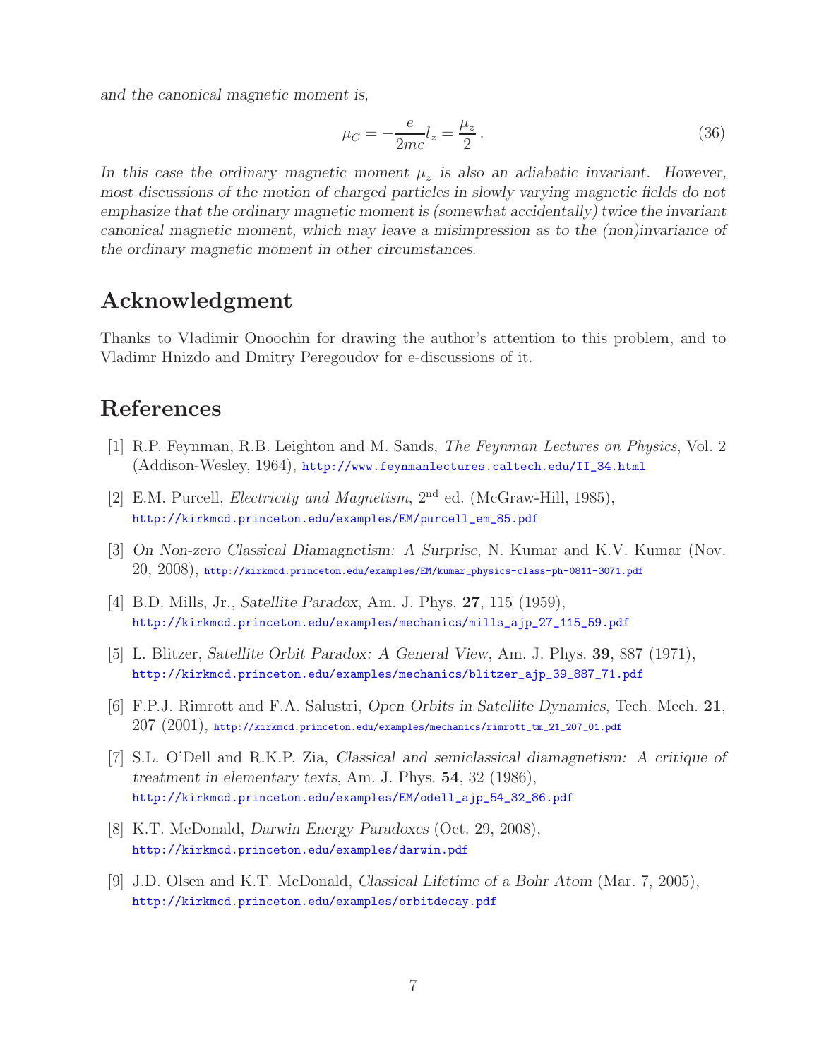*and the canonical magnetic moment is,*

$$\mu_C = -\frac{e}{2mc} l_z = \frac{\mu_z}{2}. \tag{36}$$

*In this case the ordinary magnetic moment $\mu_z$ is also an adiabatic invariant. However, most discussions of the motion of charged particles in slowly varying magnetic fields do not emphasize that the ordinary magnetic moment is (somewhat accidentally) twice the invariant canonical magnetic moment, which may leave a misimpression as to the (non)invariance of the ordinary magnetic moment in other circumstances.*

## Acknowledgment

Thanks to Vladimir Onoochin for drawing the author's attention to this problem, and to Vladimr Hnizdo and Dmitry Peregoudov for e-discussions of it.

## References

[1] R.P. Feynman, R.B. Leighton and M. Sands, *The Feynman Lectures on Physics*, Vol. 2 (Addison-Wesley, 1964), http://www.feynmanlectures.caltech.edu/II_34.html

[2] E.M. Purcell, *Electricity and Magnetism*, 2nd ed. (McGraw-Hill, 1985), http://kirkmcd.princeton.edu/examples/EM/purcell_em_85.pdf

[3] *On Non-zero Classical Diamagnetism: A Surprise*, N. Kumar and K.V. Kumar (Nov. 20, 2008), http://kirkmcd.princeton.edu/examples/EM/kumar_physics-class-ph-0811-3071.pdf

[4] B.D. Mills, Jr., *Satellite Paradox*, Am. J. Phys. **27**, 115 (1959), http://kirkmcd.princeton.edu/examples/mechanics/mills_ajp_27_115_59.pdf

[5] L. Blitzer, *Satellite Orbit Paradox: A General View*, Am. J. Phys. **39**, 887 (1971), http://kirkmcd.princeton.edu/examples/mechanics/blitzer_ajp_39_887_71.pdf

[6] F.P.J. Rimrott and F.A. Salustri, *Open Orbits in Satellite Dynamics*, Tech. Mech. **21**, 207 (2001), http://kirkmcd.princeton.edu/examples/mechanics/rimrott_tm_21_207_01.pdf

[7] S.L. O'Dell and R.K.P. Zia, *Classical and semiclassical diamagnetism: A critique of treatment in elementary texts*, Am. J. Phys. **54**, 32 (1986), http://kirkmcd.princeton.edu/examples/EM/odell_ajp_54_32_86.pdf

[8] K.T. McDonald, *Darwin Energy Paradoxes* (Oct. 29, 2008), http://kirkmcd.princeton.edu/examples/darwin.pdf

[9] J.D. Olsen and K.T. McDonald, *Classical Lifetime of a Bohr Atom* (Mar. 7, 2005), http://kirkmcd.princeton.edu/examples/orbitdecay.pdf